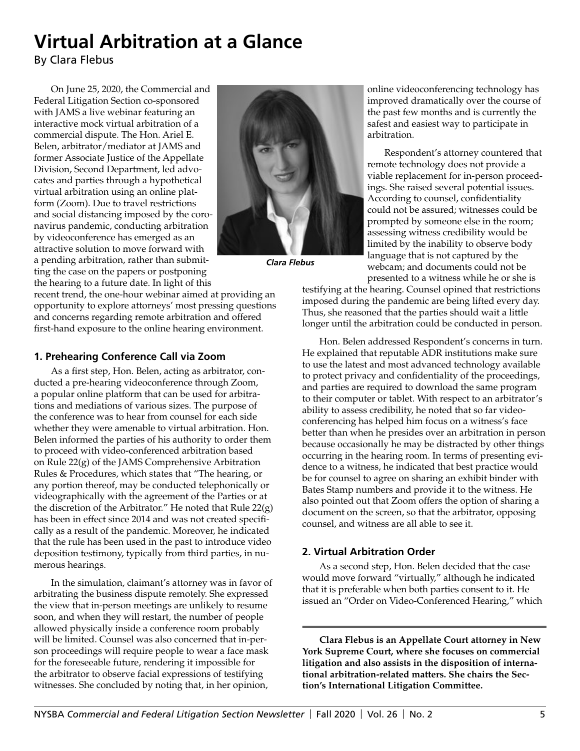# Virtual Arbitration at a Glance

By Clara Flebus

On June 25, 2020, the Commercial and Federal Litigation Section co-sponsored with JAMS a live webinar featuring an interactive mock virtual arbitration of a commercial dispute. The Hon. Ariel E. Belen, arbitrator/mediator at JAMS and former Associate Justice of the Appellate Division, Second Department, led advocates and parties through a hypothetical virtual arbitration using an online platform (Zoom). Due to travel restrictions and social distancing imposed by the coronavirus pandemic, conducting arbitration by videoconference has emerged as an attractive solution to move forward with a pending arbitration, rather than submitting the case on the papers or postponing the hearing to a future date. In light of this recent trend, the one-hour webinar aimed at providing an opportunity to explore attorneys' most pressing questions and concerns regarding remote arbitration and offered first-hand exposure to the online hearing environment.

*Clara Flebus*

## 1. Prehearing Conference Call via Zoom

As a first step, Hon. Belen, acting as arbitrator, conducted a pre-hearing videoconference through Zoom, a popular online platform that can be used for arbitrations and mediations of various sizes. The purpose of the conference was to hear from counsel for each side whether they were amenable to virtual arbitration. Hon. Belen informed the parties of his authority to order them to proceed with video-conferenced arbitration based on Rule 22(g) of the JAMS Comprehensive Arbitration Rules & Procedures, which states that "The hearing, or any portion thereof, may be conducted telephonically or videographically with the agreement of the Parties or at the discretion of the Arbitrator." He noted that Rule 22(g) has been in effect since 2014 and was not created specifically as a result of the pandemic. Moreover, he indicated that the rule has been used in the past to introduce video deposition testimony, typically from third parties, in numerous hearings.

In the simulation, claimant's attorney was in favor of arbitrating the business dispute remotely. She expressed the view that in-person meetings are unlikely to resume soon, and when they will restart, the number of people allowed physically inside a conference room probably will be limited. Counsel was also concerned that in-person proceedings will require people to wear a face mask for the foreseeable future, rendering it impossible for the arbitrator to observe facial expressions of testifying witnesses. She concluded by noting that, in her opinion, online videoconferencing technology has improved dramatically over the course of the past few months and is currently the safest and easiest way to participate in arbitration.

Respondent's attorney countered that remote technology does not provide a viable replacement for in-person proceedings. She raised several potential issues. According to counsel, confidentiality could not be assured; witnesses could be prompted by someone else in the room; assessing witness credibility would be limited by the inability to observe body language that is not captured by the webcam; and documents could not be presented to a witness while he or she is testifying at the hearing. Counsel opined that restrictions imposed during the pandemic are being lifted every day. Thus, she reasoned that the parties should wait a little longer until the arbitration could be conducted in person.

Hon. Belen addressed Respondent's concerns in turn. He explained that reputable ADR institutions make sure to use the latest and most advanced technology available to protect privacy and confidentiality of the proceedings, and parties are required to download the same program to their computer or tablet. With respect to an arbitrator's ability to assess credibility, he noted that so far videoconferencing has helped him focus on a witness's face better than when he presides over an arbitration in person because occasionally he may be distracted by other things occurring in the hearing room. In terms of presenting evidence to a witness, he indicated that best practice would be for counsel to agree on sharing an exhibit binder with Bates Stamp numbers and provide it to the witness. He also pointed out that Zoom offers the option of sharing a document on the screen, so that the arbitrator, opposing counsel, and witness are all able to see it.

## 2. Virtual Arbitration Order

As a second step, Hon. Belen decided that the case would move forward "virtually," although he indicated that it is preferable when both parties consent to it. He issued an "Order on Video-Conferenced Hearing," which

---

**Clara Flebus is an Appellate Court attorney in New York Supreme Court, where she focuses on commercial litigation and also assists in the disposition of international arbitration-related matters. She chairs the Section's International Litigation Committee.**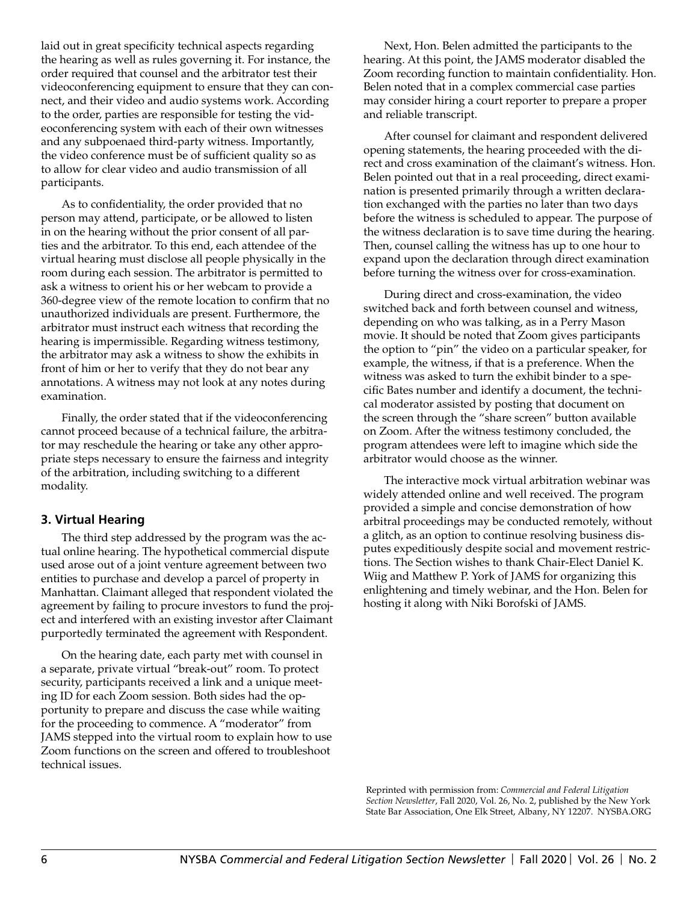laid out in great specificity technical aspects regarding the hearing as well as rules governing it. For instance, the order required that counsel and the arbitrator test their videoconferencing equipment to ensure that they can connect, and their video and audio systems work. According to the order, parties are responsible for testing the videoconferencing system with each of their own witnesses and any subpoenaed third-party witness. Importantly, the video conference must be of sufficient quality so as to allow for clear video and audio transmission of all participants.

As to confidentiality, the order provided that no person may attend, participate, or be allowed to listen in on the hearing without the prior consent of all parties and the arbitrator. To this end, each attendee of the virtual hearing must disclose all people physically in the room during each session. The arbitrator is permitted to ask a witness to orient his or her webcam to provide a 360-degree view of the remote location to confirm that no unauthorized individuals are present. Furthermore, the arbitrator must instruct each witness that recording the hearing is impermissible. Regarding witness testimony, the arbitrator may ask a witness to show the exhibits in front of him or her to verify that they do not bear any annotations. A witness may not look at any notes during examination.

Finally, the order stated that if the videoconferencing cannot proceed because of a technical failure, the arbitrator may reschedule the hearing or take any other appropriate steps necessary to ensure the fairness and integrity of the arbitration, including switching to a different modality.

### 3. Virtual Hearing

The third step addressed by the program was the actual online hearing. The hypothetical commercial dispute used arose out of a joint venture agreement between two entities to purchase and develop a parcel of property in Manhattan. Claimant alleged that respondent violated the agreement by failing to procure investors to fund the project and interfered with an existing investor after Claimant purportedly terminated the agreement with Respondent.

On the hearing date, each party met with counsel in a separate, private virtual "break-out" room. To protect security, participants received a link and a unique meeting ID for each Zoom session. Both sides had the opportunity to prepare and discuss the case while waiting for the proceeding to commence. A "moderator" from JAMS stepped into the virtual room to explain how to use Zoom functions on the screen and offered to troubleshoot technical issues.

Next, Hon. Belen admitted the participants to the hearing. At this point, the JAMS moderator disabled the Zoom recording function to maintain confidentiality. Hon. Belen noted that in a complex commercial case parties may consider hiring a court reporter to prepare a proper and reliable transcript.

After counsel for claimant and respondent delivered opening statements, the hearing proceeded with the direct and cross examination of the claimant's witness. Hon. Belen pointed out that in a real proceeding, direct examination is presented primarily through a written declaration exchanged with the parties no later than two days before the witness is scheduled to appear. The purpose of the witness declaration is to save time during the hearing. Then, counsel calling the witness has up to one hour to expand upon the declaration through direct examination before turning the witness over for cross-examination.

During direct and cross-examination, the video switched back and forth between counsel and witness, depending on who was talking, as in a Perry Mason movie. It should be noted that Zoom gives participants the option to "pin" the video on a particular speaker, for example, the witness, if that is a preference. When the witness was asked to turn the exhibit binder to a specific Bates number and identify a document, the technical moderator assisted by posting that document on the screen through the "share screen" button available on Zoom. After the witness testimony concluded, the program attendees were left to imagine which side the arbitrator would choose as the winner.

The interactive mock virtual arbitration webinar was widely attended online and well received. The program provided a simple and concise demonstration of how arbitral proceedings may be conducted remotely, without a glitch, as an option to continue resolving business disputes expeditiously despite social and movement restrictions. The Section wishes to thank Chair-Elect Daniel K. Wiig and Matthew P. York of JAMS for organizing this enlightening and timely webinar, and the Hon. Belen for hosting it along with Niki Borofski of JAMS.

Reprinted with permission from: *Commercial and Federal Litigation Section Newsletter*, Fall 2020, Vol. 26, No. 2, published by the New York State Bar Association, One Elk Street, Albany, NY 12207. NYSBA.ORG